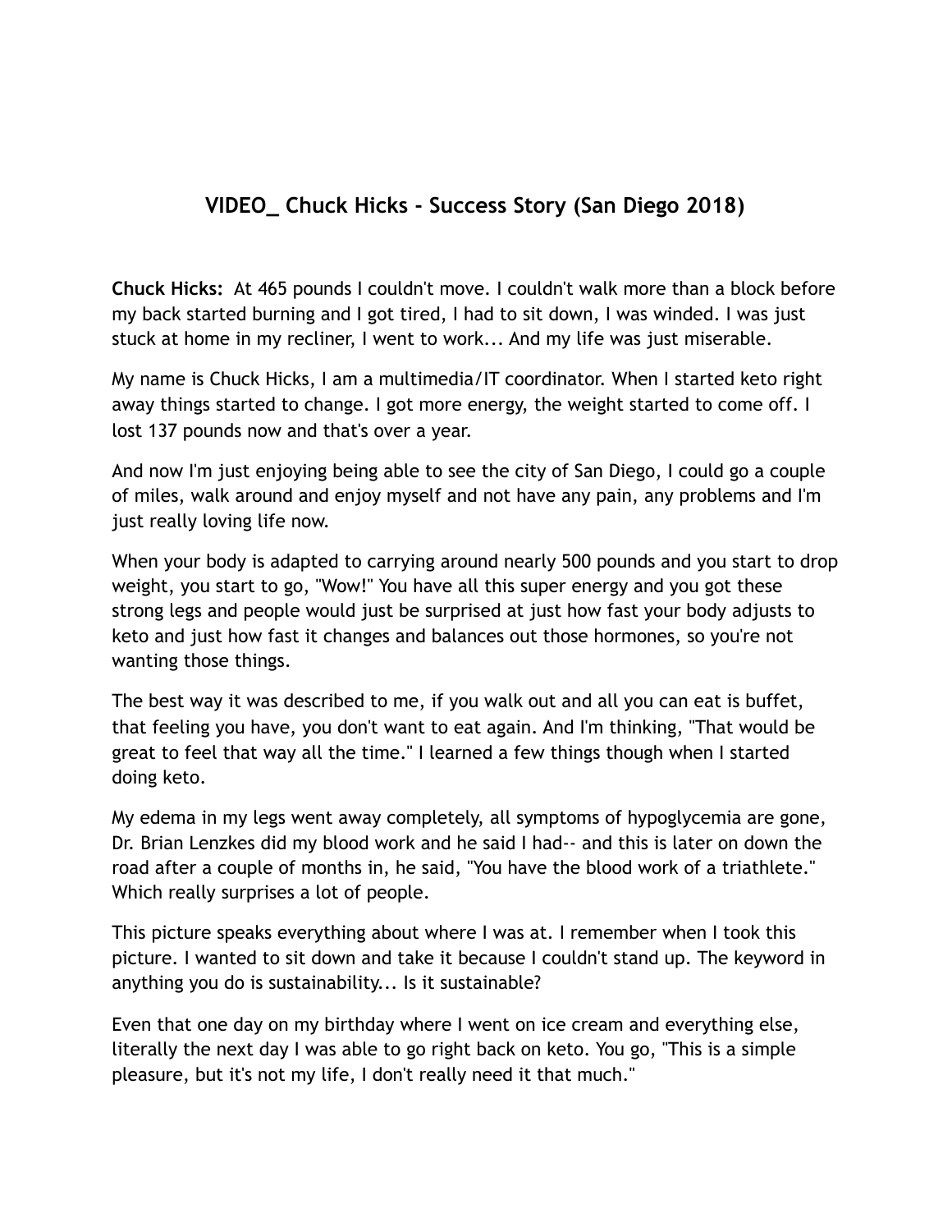# VIDEO_ Chuck Hicks - Success Story (San Diego 2018)

**Chuck Hicks:** At 465 pounds I couldn't move. I couldn't walk more than a block before my back started burning and I got tired, I had to sit down, I was winded. I was just stuck at home in my recliner, I went to work... And my life was just miserable.

My name is Chuck Hicks, I am a multimedia/IT coordinator. When I started keto right away things started to change. I got more energy, the weight started to come off. I lost 137 pounds now and that's over a year.

And now I'm just enjoying being able to see the city of San Diego, I could go a couple of miles, walk around and enjoy myself and not have any pain, any problems and I'm just really loving life now.

When your body is adapted to carrying around nearly 500 pounds and you start to drop weight, you start to go, "Wow!" You have all this super energy and you got these strong legs and people would just be surprised at just how fast your body adjusts to keto and just how fast it changes and balances out those hormones, so you're not wanting those things.

The best way it was described to me, if you walk out and all you can eat is buffet, that feeling you have, you don't want to eat again. And I'm thinking, "That would be great to feel that way all the time." I learned a few things though when I started doing keto.

My edema in my legs went away completely, all symptoms of hypoglycemia are gone, Dr. Brian Lenzkes did my blood work and he said I had-- and this is later on down the road after a couple of months in, he said, "You have the blood work of a triathlete." Which really surprises a lot of people.

This picture speaks everything about where I was at. I remember when I took this picture. I wanted to sit down and take it because I couldn't stand up. The keyword in anything you do is sustainability... Is it sustainable?

Even that one day on my birthday where I went on ice cream and everything else, literally the next day I was able to go right back on keto. You go, "This is a simple pleasure, but it's not my life, I don't really need it that much."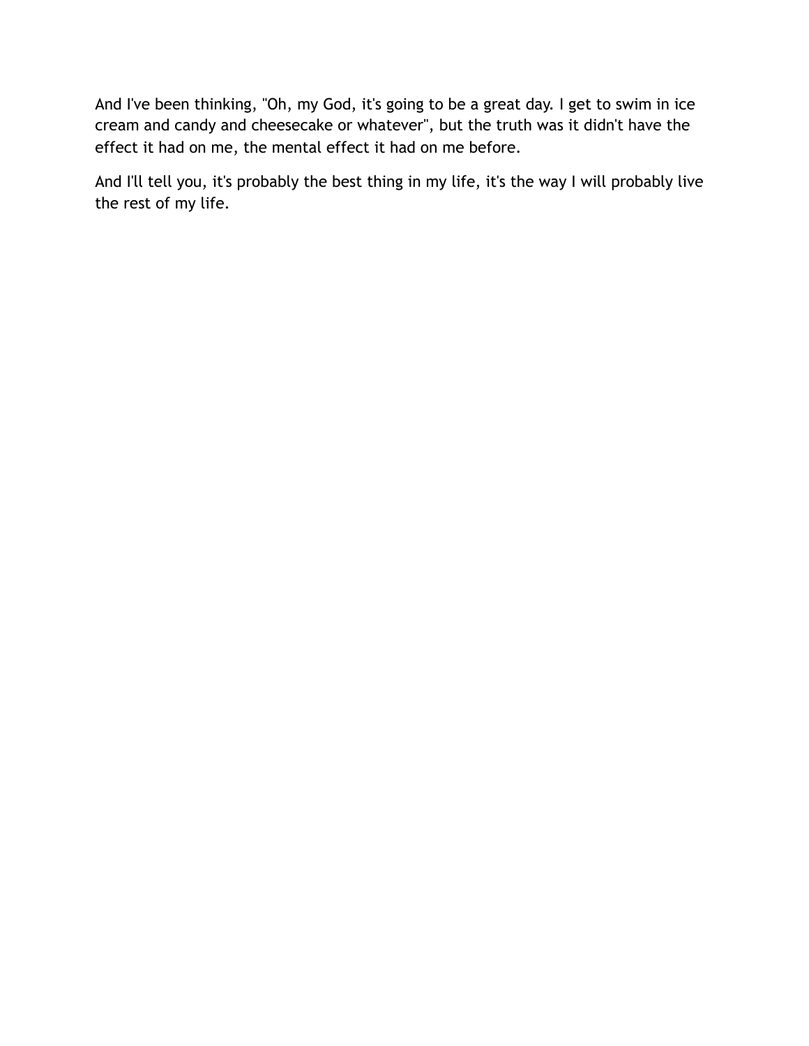And I've been thinking, "Oh, my God, it's going to be a great day. I get to swim in ice cream and candy and cheesecake or whatever", but the truth was it didn't have the effect it had on me, the mental effect it had on me before.

And I'll tell you, it's probably the best thing in my life, it's the way I will probably live the rest of my life.